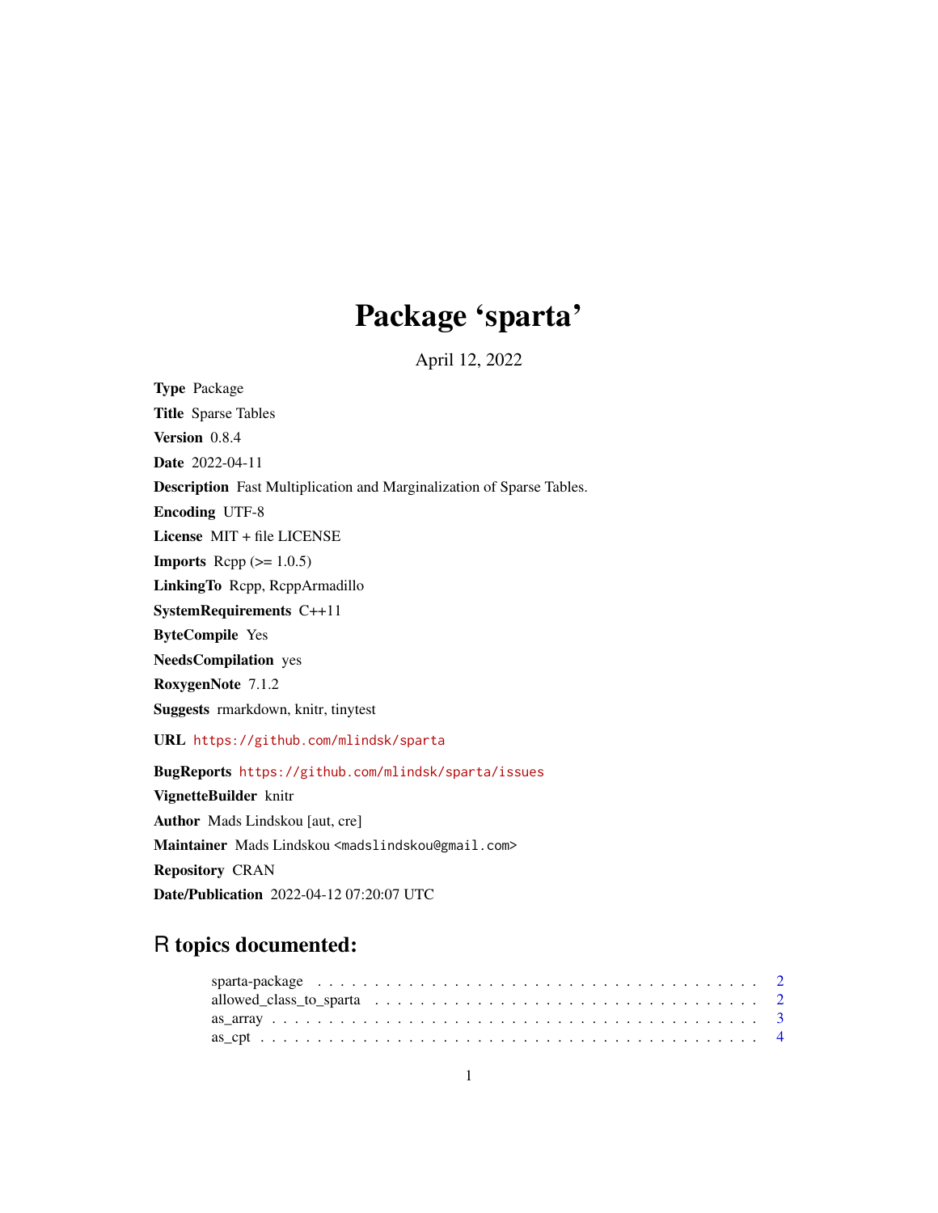# Package 'sparta'

April 12, 2022

**Type** Package

**Title** Sparse Tables

**Version** 0.8.4

**Date** 2022-04-11

**Description** Fast Multiplication and Marginalization of Sparse Tables.

**Encoding** UTF-8

**License** MIT + file LICENSE

**Imports** Rcpp (>= 1.0.5)

**LinkingTo** Rcpp, RcppArmadillo

**SystemRequirements** C++11

**ByteCompile** Yes

**NeedsCompilation** yes

**RoxygenNote** 7.1.2

**Suggests** rmarkdown, knitr, tinytest

**URL** https://github.com/mlindsk/sparta

**BugReports** https://github.com/mlindsk/sparta/issues

**VignetteBuilder** knitr

**Author** Mads Lindskou [aut, cre]

**Maintainer** Mads Lindskou <madslindskou@gmail.com>

**Repository** CRAN

**Date/Publication** 2022-04-12 07:20:07 UTC

## R topics documented:

| | |
|---|---|
| sparta-package | 2 |
| allowed_class_to_sparta | 2 |
| as_array | 3 |
| as_cpt | 4 |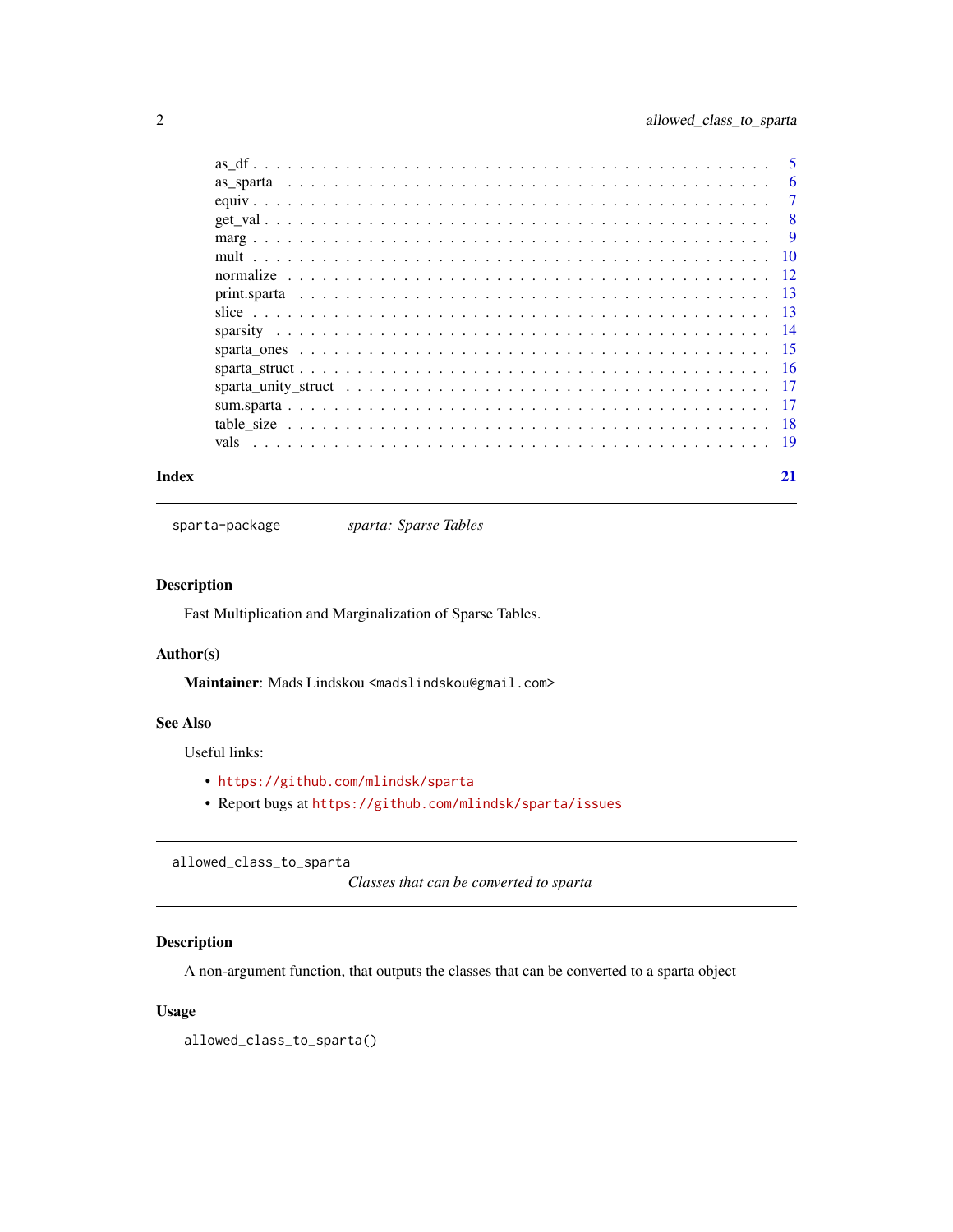as_df . . . . . . . . . . . . . . . . . . . . . . . . . . . . . . . . . . . . . . . . . 5
as_sparta . . . . . . . . . . . . . . . . . . . . . . . . . . . . . . . . . . . . . . . 6
equiv . . . . . . . . . . . . . . . . . . . . . . . . . . . . . . . . . . . . . . . . . 7
get_val . . . . . . . . . . . . . . . . . . . . . . . . . . . . . . . . . . . . . . . . 8
marg . . . . . . . . . . . . . . . . . . . . . . . . . . . . . . . . . . . . . . . . . 9
mult . . . . . . . . . . . . . . . . . . . . . . . . . . . . . . . . . . . . . . . . . 10
normalize . . . . . . . . . . . . . . . . . . . . . . . . . . . . . . . . . . . . . . 12
print.sparta . . . . . . . . . . . . . . . . . . . . . . . . . . . . . . . . . . . . . 13
slice . . . . . . . . . . . . . . . . . . . . . . . . . . . . . . . . . . . . . . . . . 13
sparsity . . . . . . . . . . . . . . . . . . . . . . . . . . . . . . . . . . . . . . . 14
sparta_ones . . . . . . . . . . . . . . . . . . . . . . . . . . . . . . . . . . . . . 15
sparta_struct . . . . . . . . . . . . . . . . . . . . . . . . . . . . . . . . . . . . 16
sparta_unity_struct . . . . . . . . . . . . . . . . . . . . . . . . . . . . . . . . 17
sum.sparta . . . . . . . . . . . . . . . . . . . . . . . . . . . . . . . . . . . . . . 17
table_size . . . . . . . . . . . . . . . . . . . . . . . . . . . . . . . . . . . . . . 18
vals . . . . . . . . . . . . . . . . . . . . . . . . . . . . . . . . . . . . . . . . . 19

**Index** **21**

---

## sparta-package — *sparta: Sparse Tables*

### Description

Fast Multiplication and Marginalization of Sparse Tables.

### Author(s)

**Maintainer**: Mads Lindskou <madslindskou@gmail.com>

### See Also

Useful links:

- https://github.com/mlindsk/sparta
- Report bugs at https://github.com/mlindsk/sparta/issues

---

## allowed_class_to_sparta — *Classes that can be converted to sparta*

### Description

A non-argument function, that outputs the classes that can be converted to a sparta object

### Usage

```
allowed_class_to_sparta()
```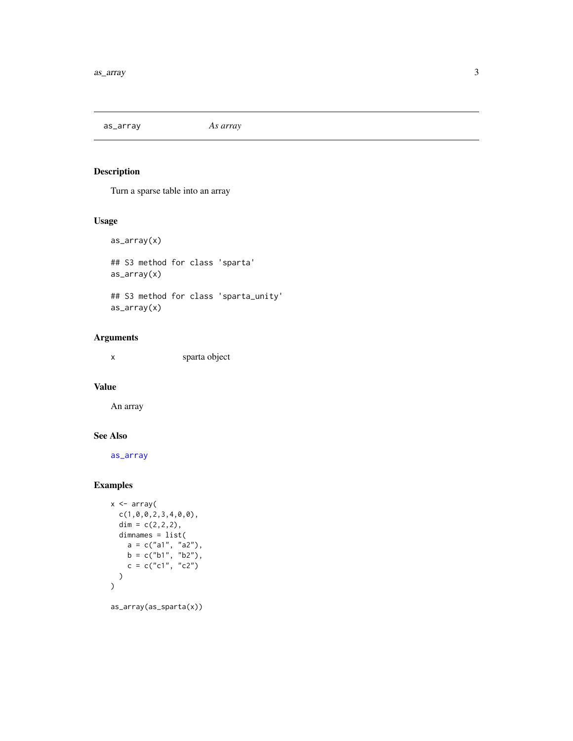## as_array — *As array*

### Description

Turn a sparse table into an array

### Usage

```
as_array(x)

## S3 method for class 'sparta'
as_array(x)

## S3 method for class 'sparta_unity'
as_array(x)
```

### Arguments

| | |
|---|---|
| x | sparta object |

### Value

An array

### See Also

as_array

### Examples

```
x <- array(
  c(1,0,0,2,3,4,0,0),
  dim = c(2,2,2),
  dimnames = list(
    a = c("a1", "a2"),
    b = c("b1", "b2"),
    c = c("c1", "c2")
  )
)

as_array(as_sparta(x))
```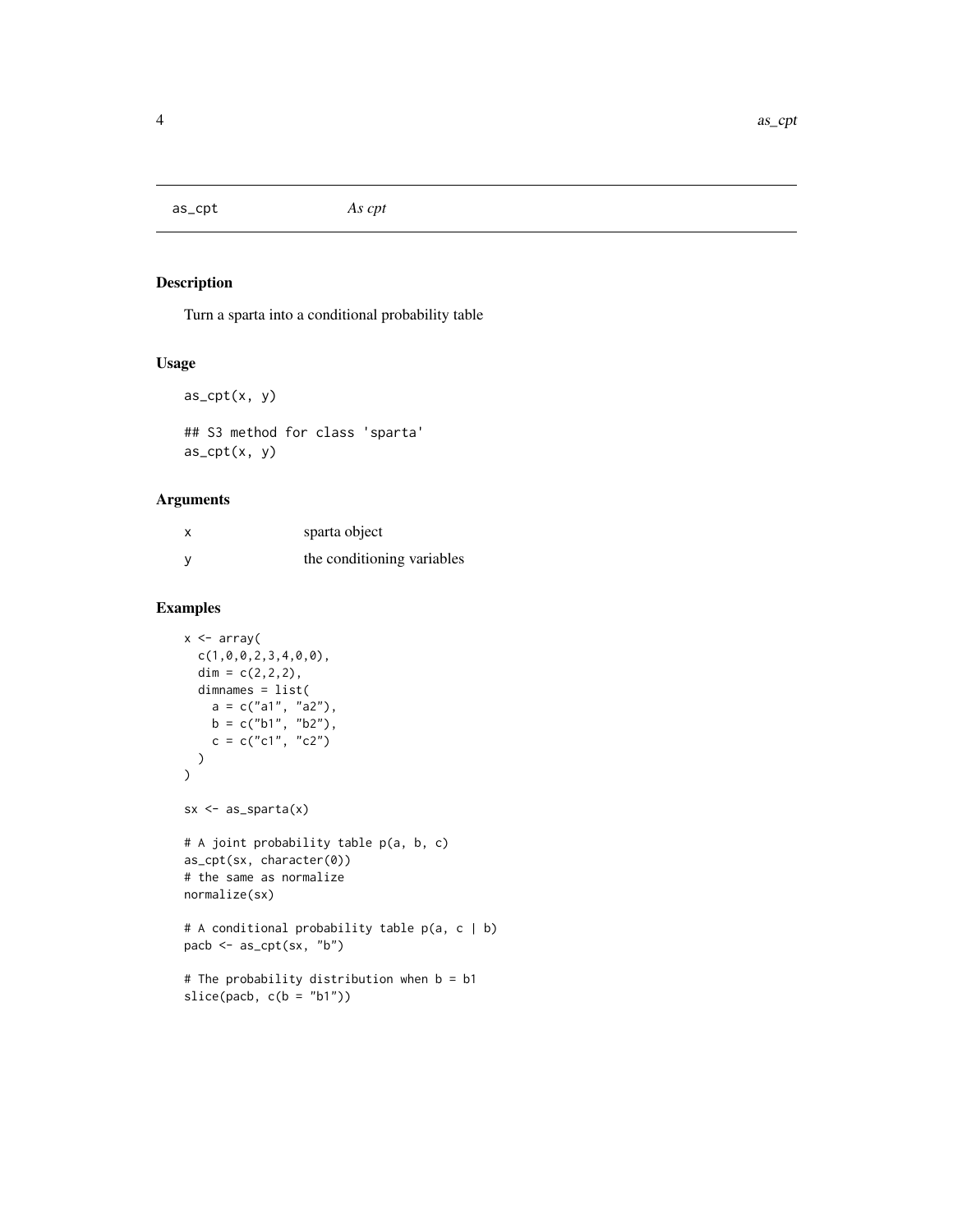as_cpt *As cpt*

## Description

Turn a sparta into a conditional probability table

## Usage

```
as_cpt(x, y)

## S3 method for class 'sparta'
as_cpt(x, y)
```

## Arguments

| | |
|---|---|
| x | sparta object |
| y | the conditioning variables |

## Examples

```
x <- array(
  c(1,0,0,2,3,4,0,0),
  dim = c(2,2,2),
  dimnames = list(
    a = c("a1", "a2"),
    b = c("b1", "b2"),
    c = c("c1", "c2")
  )
)

sx <- as_sparta(x)

# A joint probability table p(a, b, c)
as_cpt(sx, character(0))
# the same as normalize
normalize(sx)

# A conditional probability table p(a, c | b)
pacb <- as_cpt(sx, "b")

# The probability distribution when b = b1
slice(pacb, c(b = "b1"))
```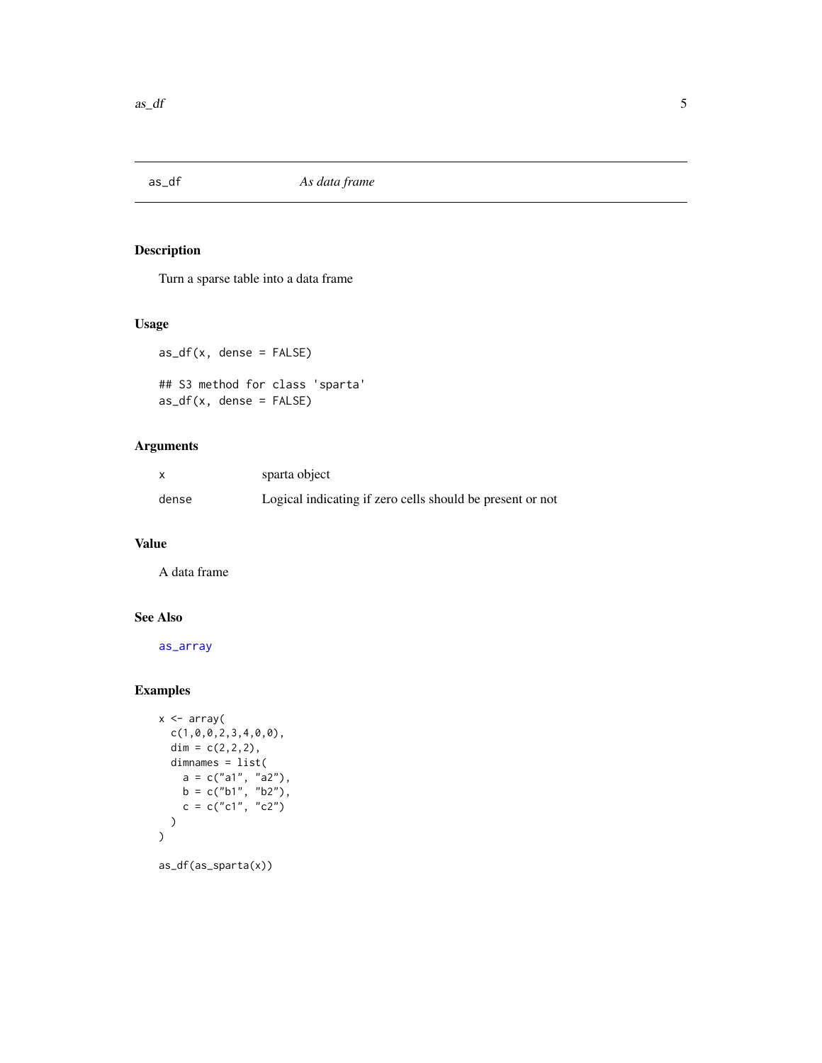# as_df    *As data frame*

## Description

Turn a sparse table into a data frame

## Usage

```
as_df(x, dense = FALSE)

## S3 method for class 'sparta'
as_df(x, dense = FALSE)
```

## Arguments

| | |
|---|---|
| x | sparta object |
| dense | Logical indicating if zero cells should be present or not |

## Value

A data frame

## See Also

as_array

## Examples

```
x <- array(
  c(1,0,0,2,3,4,0,0),
  dim = c(2,2,2),
  dimnames = list(
    a = c("a1", "a2"),
    b = c("b1", "b2"),
    c = c("c1", "c2")
  )
)

as_df(as_sparta(x))
```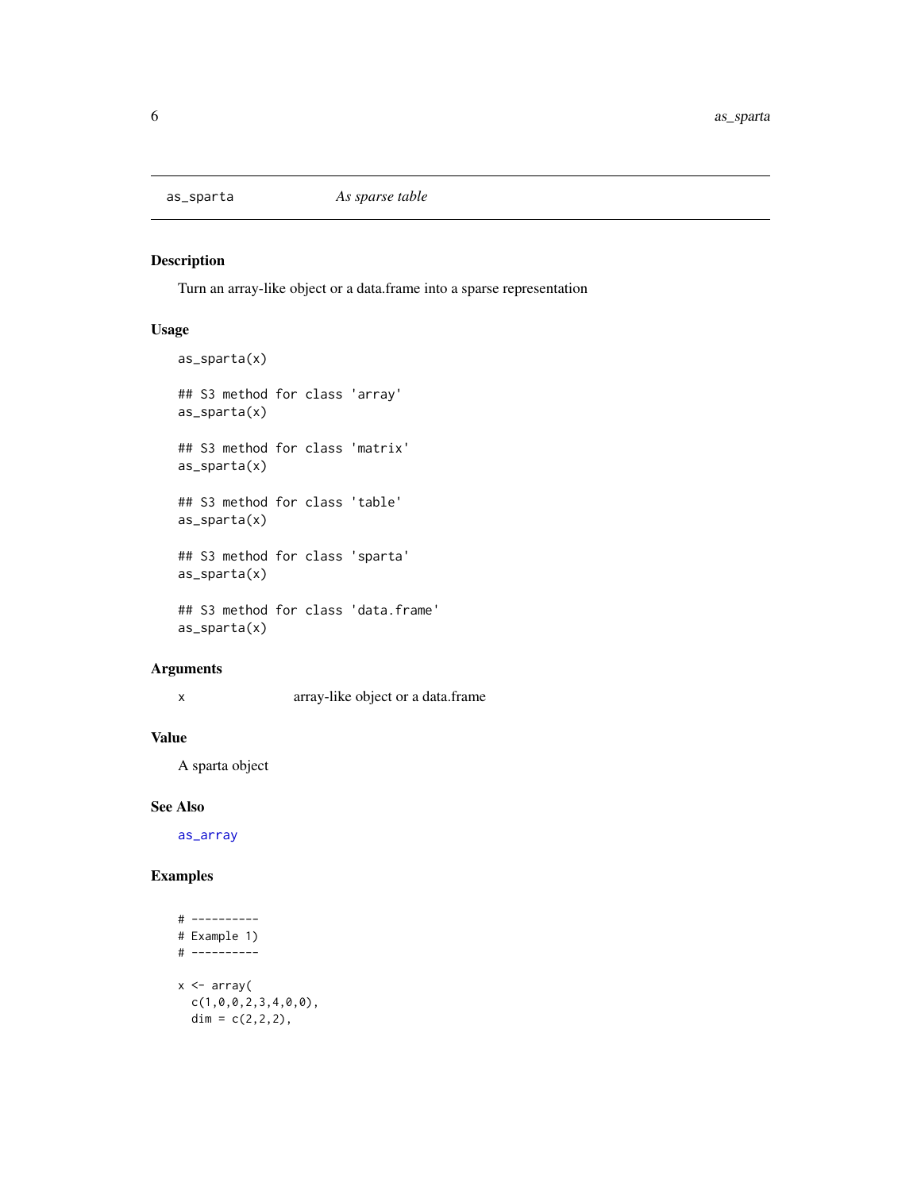`as_sparta` *As sparse table*

### Description

Turn an array-like object or a data.frame into a sparse representation

### Usage

```
as_sparta(x)

## S3 method for class 'array'
as_sparta(x)

## S3 method for class 'matrix'
as_sparta(x)

## S3 method for class 'table'
as_sparta(x)

## S3 method for class 'sparta'
as_sparta(x)

## S3 method for class 'data.frame'
as_sparta(x)
```

### Arguments

| | |
|---|---|
| x | array-like object or a data.frame |

### Value

A sparta object

### See Also

as_array

### Examples

```
# ----------
# Example 1)
# ----------

x <- array(
  c(1,0,0,2,3,4,0,0),
  dim = c(2,2,2),
```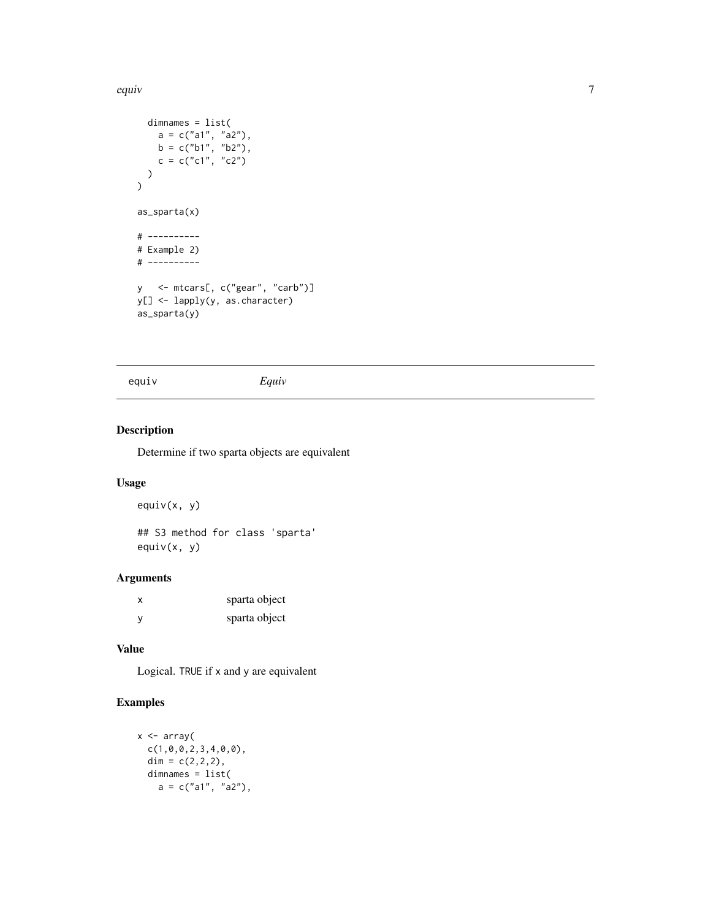```
  dimnames = list(
    a = c("a1", "a2"),
    b = c("b1", "b2"),
    c = c("c1", "c2")
  )
)

as_sparta(x)

# ----------
# Example 2)
# ----------

y   <- mtcars[, c("gear", "carb")]
y[] <- lapply(y, as.character)
as_sparta(y)
```

## equiv — *Equiv*

### Description

Determine if two sparta objects are equivalent

### Usage

```
equiv(x, y)

## S3 method for class 'sparta'
equiv(x, y)
```

### Arguments

| | |
|---|---|
| x | sparta object |
| y | sparta object |

### Value

Logical. `TRUE` if `x` and `y` are equivalent

### Examples

```
x <- array(
  c(1,0,0,2,3,4,0,0),
  dim = c(2,2,2),
  dimnames = list(
    a = c("a1", "a2"),
```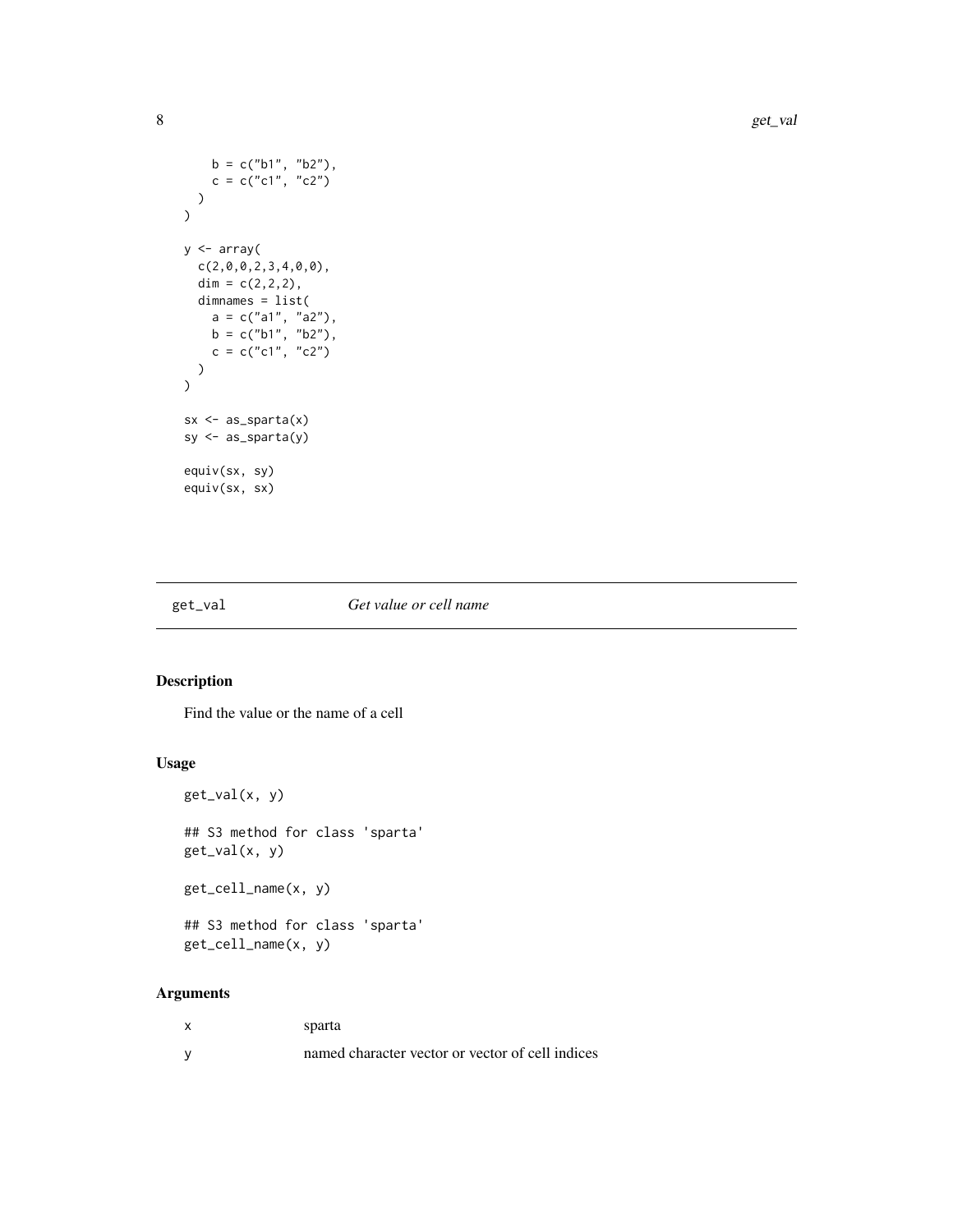```
    b = c("b1", "b2"),
    c = c("c1", "c2")
  )
)

y <- array(
  c(2,0,0,2,3,4,0,0),
  dim = c(2,2,2),
  dimnames = list(
    a = c("a1", "a2"),
    b = c("b1", "b2"),
    c = c("c1", "c2")
  )
)

sx <- as_sparta(x)
sy <- as_sparta(y)

equiv(sx, sy)
equiv(sx, sx)
```

## get_val — *Get value or cell name*

### Description

Find the value or the name of a cell

### Usage

```
get_val(x, y)

## S3 method for class 'sparta'
get_val(x, y)

get_cell_name(x, y)

## S3 method for class 'sparta'
get_cell_name(x, y)
```

### Arguments

| | |
|---|---|
| x | sparta |
| y | named character vector or vector of cell indices |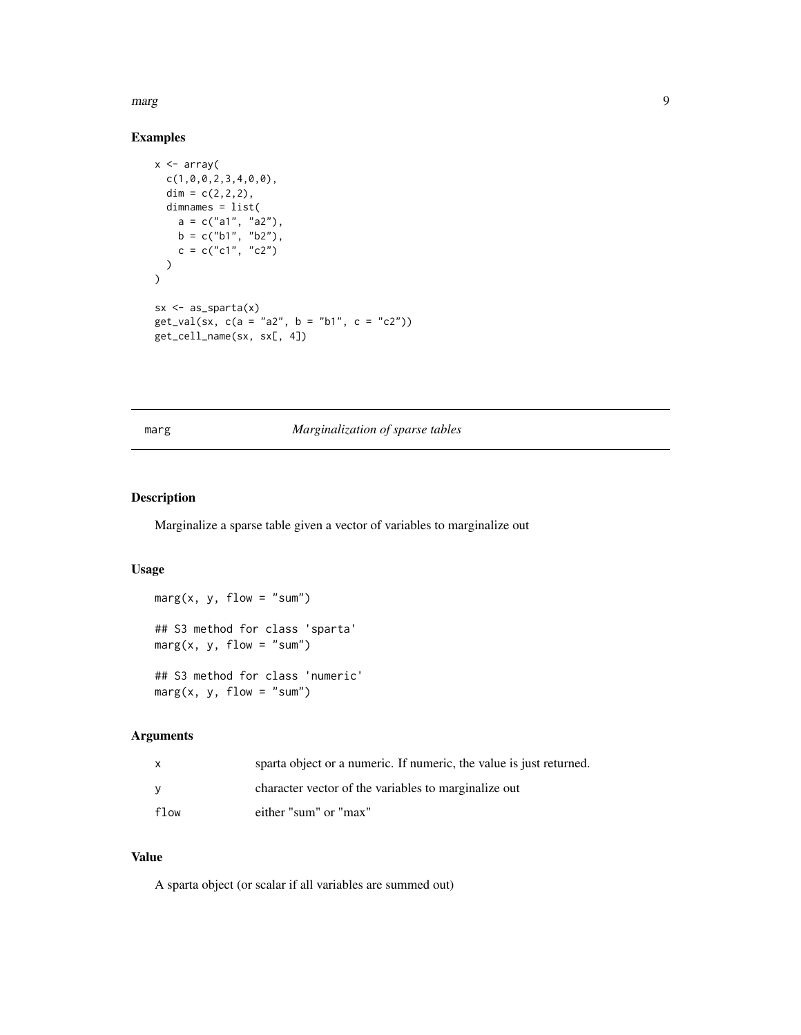## Examples

```
x <- array(
  c(1,0,0,2,3,4,0,0),
  dim = c(2,2,2),
  dimnames = list(
    a = c("a1", "a2"),
    b = c("b1", "b2"),
    c = c("c1", "c2")
  )
)

sx <- as_sparta(x)
get_val(sx, c(a = "a2", b = "b1", c = "c2"))
get_cell_name(sx, sx[, 4])
```

---

`marg` *Marginalization of sparse tables*

---

## Description

Marginalize a sparse table given a vector of variables to marginalize out

## Usage

```
marg(x, y, flow = "sum")

## S3 method for class 'sparta'
marg(x, y, flow = "sum")

## S3 method for class 'numeric'
marg(x, y, flow = "sum")
```

## Arguments

| | |
|---|---|
| x | sparta object or a numeric. If numeric, the value is just returned. |
| y | character vector of the variables to marginalize out |
| flow | either "sum" or "max" |

## Value

A sparta object (or scalar if all variables are summed out)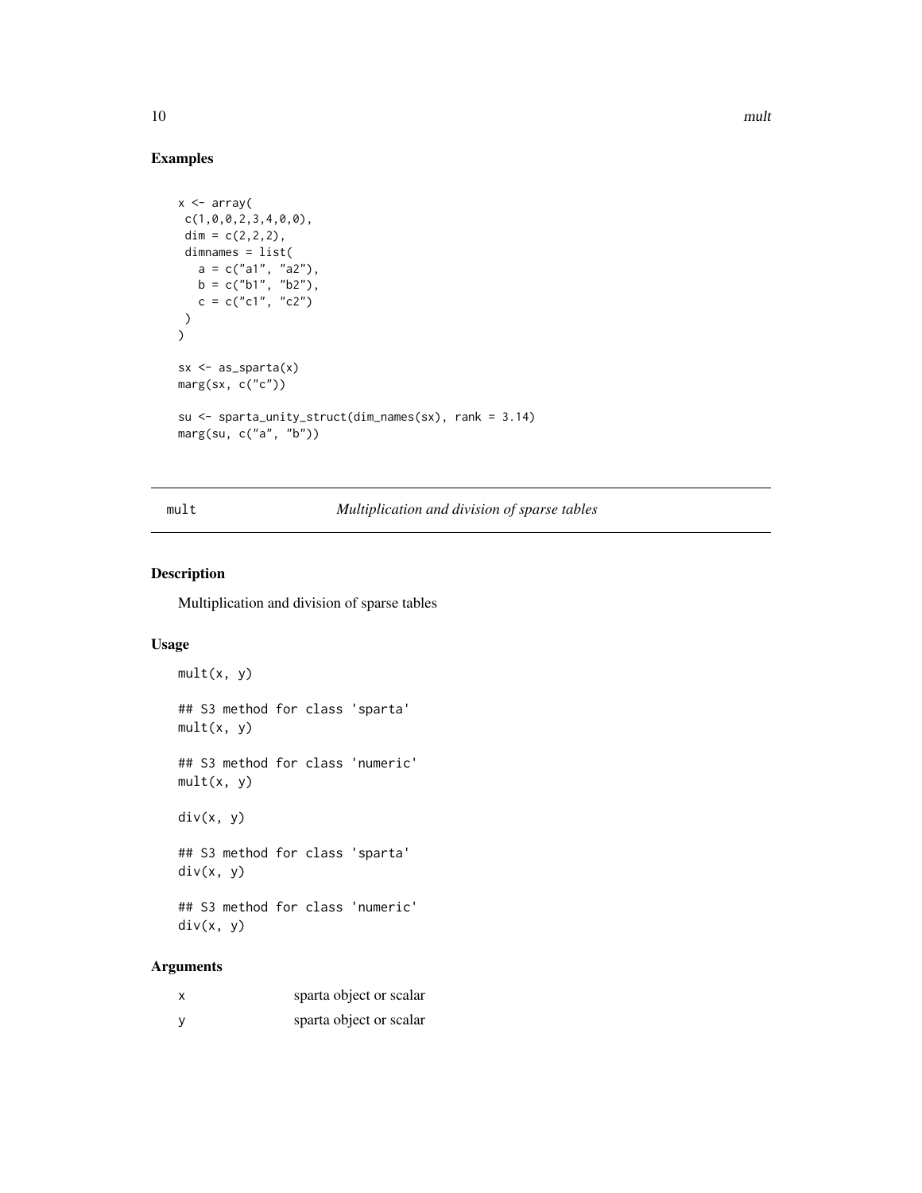## Examples

```
x <- array(
 c(1,0,0,2,3,4,0,0),
 dim = c(2,2,2),
 dimnames = list(
   a = c("a1", "a2"),
   b = c("b1", "b2"),
   c = c("c1", "c2")
 )
)

sx <- as_sparta(x)
marg(sx, c("c"))

su <- sparta_unity_struct(dim_names(sx), rank = 3.14)
marg(su, c("a", "b"))
```

---

# mult — *Multiplication and division of sparse tables*

---

## Description

Multiplication and division of sparse tables

## Usage

```
mult(x, y)

## S3 method for class 'sparta'
mult(x, y)

## S3 method for class 'numeric'
mult(x, y)

div(x, y)

## S3 method for class 'sparta'
div(x, y)

## S3 method for class 'numeric'
div(x, y)
```

## Arguments

| | |
|---|---|
| x | sparta object or scalar |
| y | sparta object or scalar |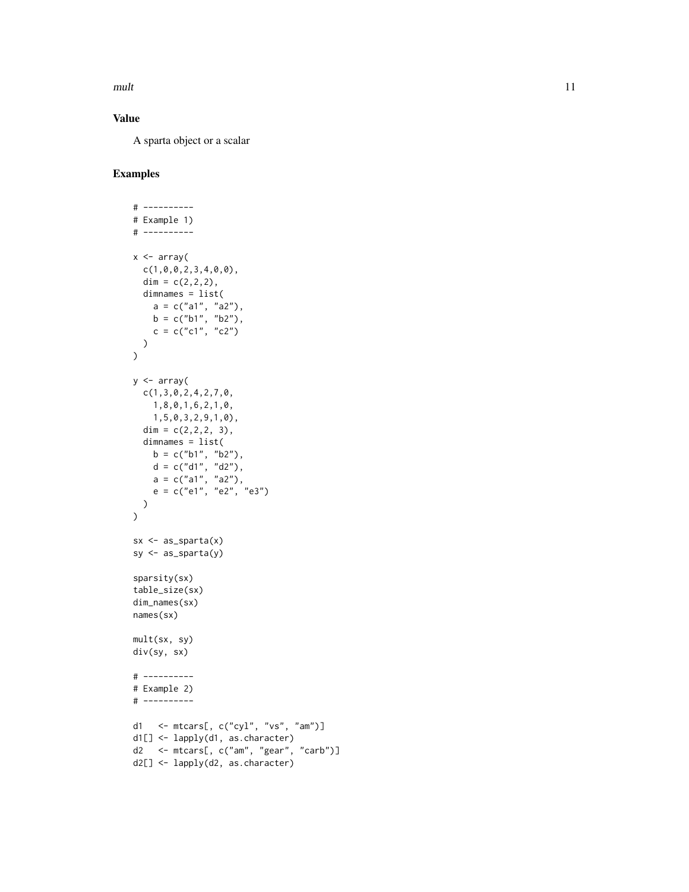### Value

A sparta object or a scalar

### Examples

```
# ----------
# Example 1)
# ----------

x <- array(
  c(1,0,0,2,3,4,0,0),
  dim = c(2,2,2),
  dimnames = list(
    a = c("a1", "a2"),
    b = c("b1", "b2"),
    c = c("c1", "c2")
  )
)

y <- array(
  c(1,3,0,2,4,2,7,0,
    1,8,0,1,6,2,1,0,
    1,5,0,3,2,9,1,0),
  dim = c(2,2,2, 3),
  dimnames = list(
    b = c("b1", "b2"),
    d = c("d1", "d2"),
    a = c("a1", "a2"),
    e = c("e1", "e2", "e3")
  )
)

sx <- as_sparta(x)
sy <- as_sparta(y)

sparsity(sx)
table_size(sx)
dim_names(sx)
names(sx)

mult(sx, sy)
div(sy, sx)

# ----------
# Example 2)
# ----------

d1   <- mtcars[, c("cyl", "vs", "am")]
d1[] <- lapply(d1, as.character)
d2   <- mtcars[, c("am", "gear", "carb")]
d2[] <- lapply(d2, as.character)
```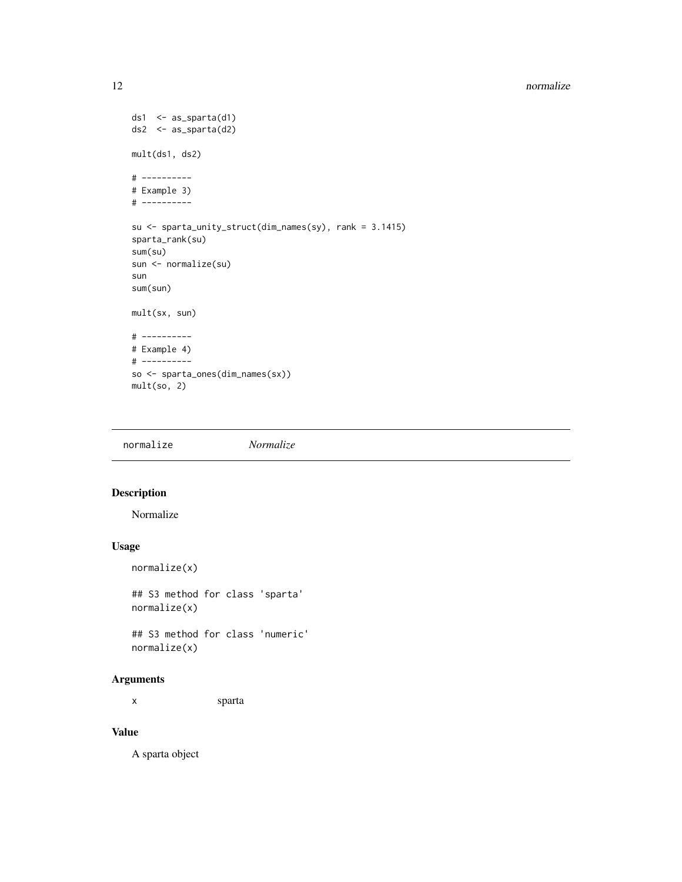```
ds1  <- as_sparta(d1)
ds2  <- as_sparta(d2)

mult(ds1, ds2)

# ----------
# Example 3)
# ----------

su <- sparta_unity_struct(dim_names(sy), rank = 3.1415)
sparta_rank(su)
sum(su)
sun <- normalize(su)
sun
sum(sun)

mult(sx, sun)

# ----------
# Example 4)
# ----------
so <- sparta_ones(dim_names(sx))
mult(so, 2)
```

## normalize *Normalize*

### Description

Normalize

### Usage

```
normalize(x)

## S3 method for class 'sparta'
normalize(x)

## S3 method for class 'numeric'
normalize(x)
```

### Arguments

| | |
|---|---|
| x | sparta |

### Value

A sparta object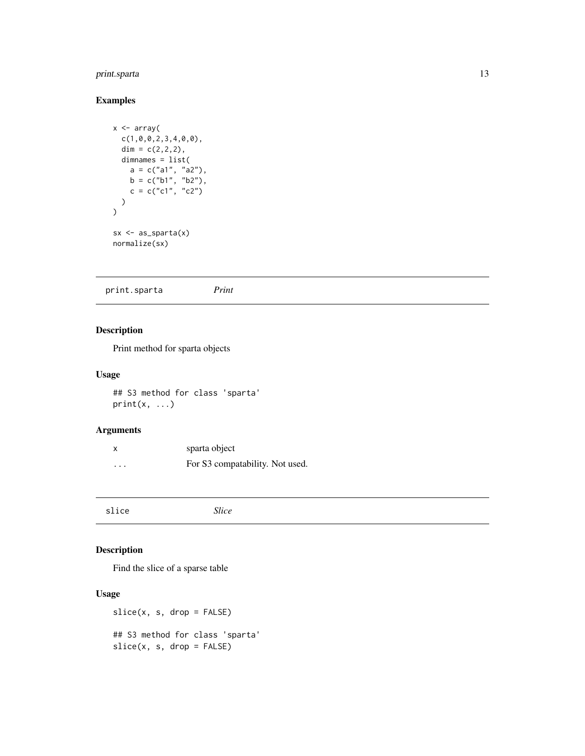## Examples

```
x <- array(
  c(1,0,0,2,3,4,0,0),
  dim = c(2,2,2),
  dimnames = list(
    a = c("a1", "a2"),
    b = c("b1", "b2"),
    c = c("c1", "c2")
  )
)

sx <- as_sparta(x)
normalize(sx)
```

---

`print.sparta` *Print*

---

## Description

Print method for sparta objects

## Usage

```
## S3 method for class 'sparta'
print(x, ...)
```

## Arguments

| | |
|---|---|
| `x` | sparta object |
| `...` | For S3 compatability. Not used. |

---

`slice` *Slice*

---

## Description

Find the slice of a sparse table

## Usage

```
slice(x, s, drop = FALSE)

## S3 method for class 'sparta'
slice(x, s, drop = FALSE)
```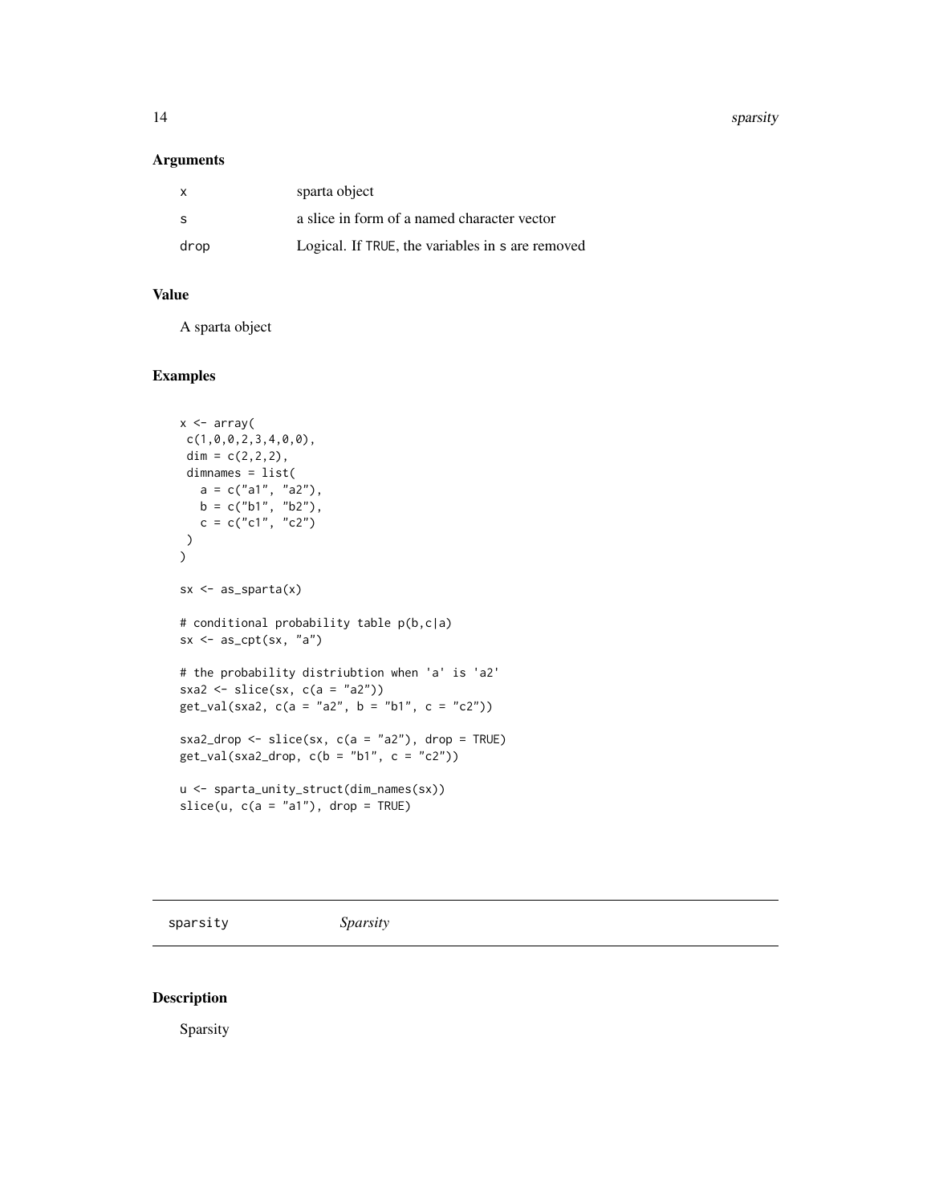### Arguments

| | |
|---|---|
| x | sparta object |
| s | a slice in form of a named character vector |
| drop | Logical. If TRUE, the variables in s are removed |

### Value

A sparta object

### Examples

```
x <- array(
 c(1,0,0,2,3,4,0,0),
 dim = c(2,2,2),
 dimnames = list(
   a = c("a1", "a2"),
   b = c("b1", "b2"),
   c = c("c1", "c2")
 )
)

sx <- as_sparta(x)

# conditional probability table p(b,c|a)
sx <- as_cpt(sx, "a")

# the probability distriubtion when 'a' is 'a2'
sxa2 <- slice(sx, c(a = "a2"))
get_val(sxa2, c(a = "a2", b = "b1", c = "c2"))

sxa2_drop <- slice(sx, c(a = "a2"), drop = TRUE)
get_val(sxa2_drop, c(b = "b1", c = "c2"))

u <- sparta_unity_struct(dim_names(sx))
slice(u, c(a = "a1"), drop = TRUE)
```

---

## sparsity — *Sparsity*

---

### Description

Sparsity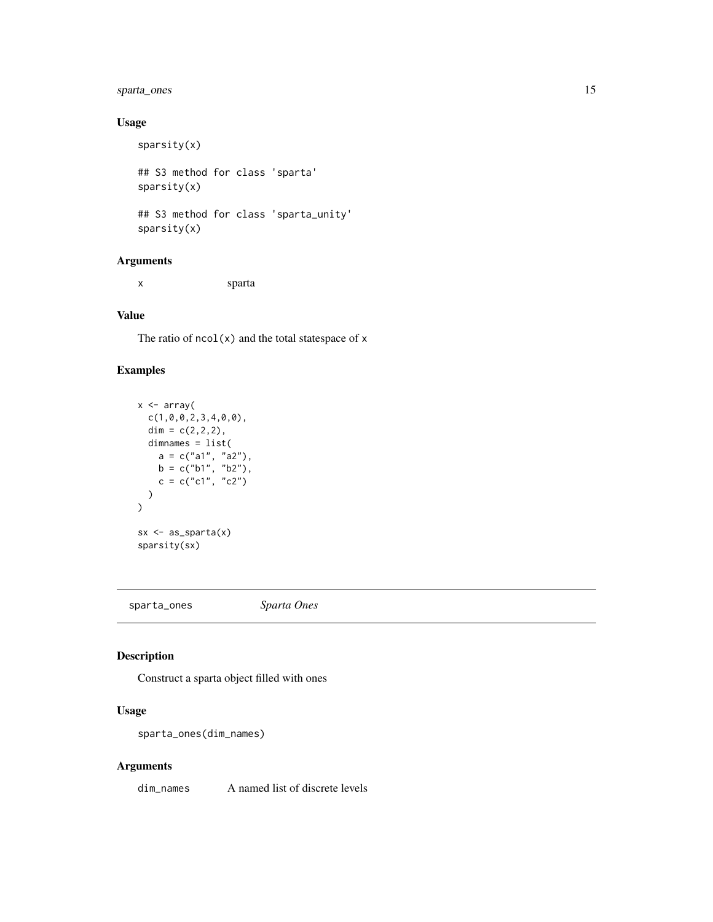### Usage

```
sparsity(x)

## S3 method for class 'sparta'
sparsity(x)

## S3 method for class 'sparta_unity'
sparsity(x)
```

### Arguments

| | |
|---|---|
| x | sparta |

### Value

The ratio of `ncol(x)` and the total statespace of `x`

### Examples

```
x <- array(
  c(1,0,0,2,3,4,0,0),
  dim = c(2,2,2),
  dimnames = list(
    a = c("a1", "a2"),
    b = c("b1", "b2"),
    c = c("c1", "c2")
  )
)

sx <- as_sparta(x)
sparsity(sx)
```

---

## sparta_ones — *Sparta Ones*

### Description

Construct a sparta object filled with ones

### Usage

```
sparta_ones(dim_names)
```

### Arguments

| | |
|---|---|
| dim_names | A named list of discrete levels |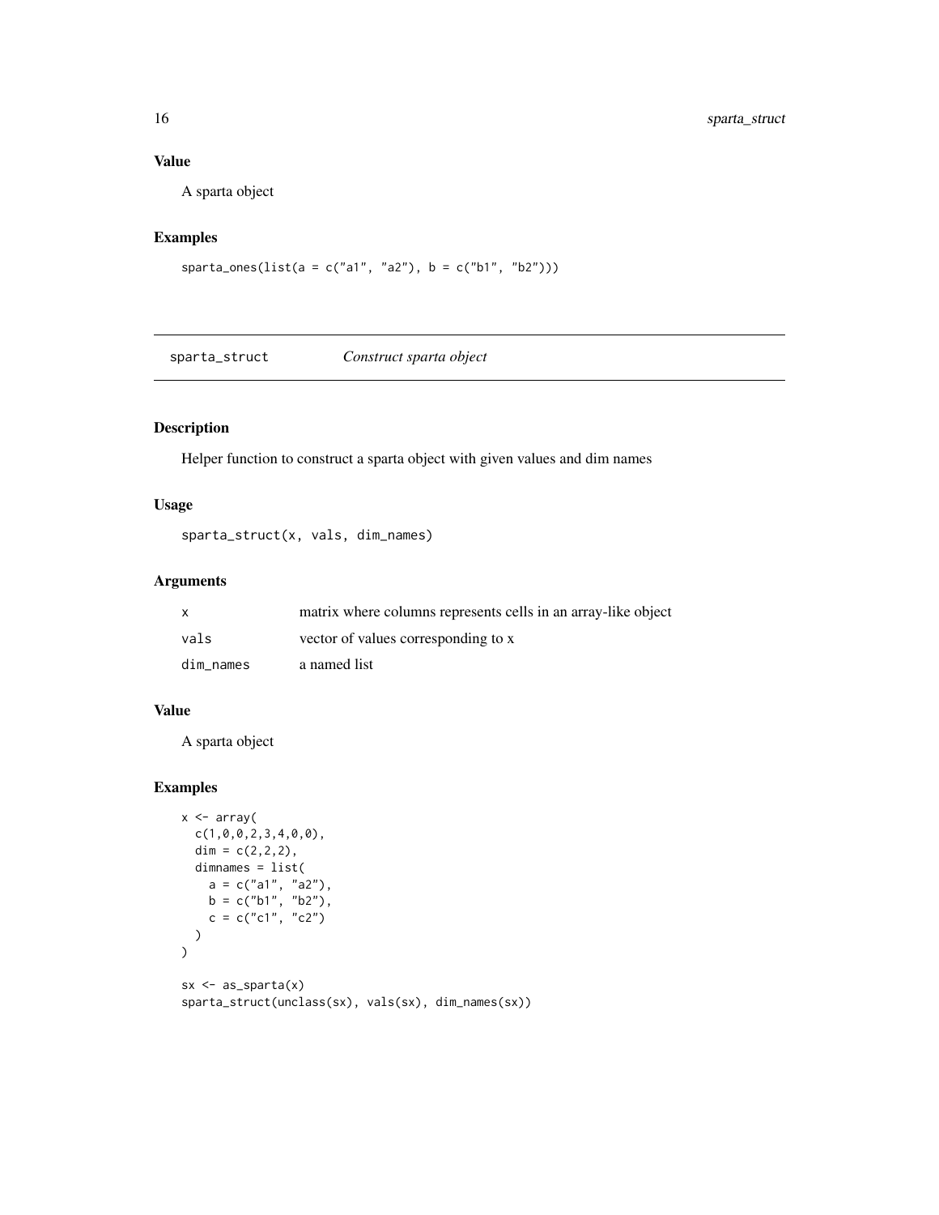### Value

A sparta object

### Examples

```
sparta_ones(list(a = c("a1", "a2"), b = c("b1", "b2")))
```

---

## sparta_struct *Construct sparta object*

### Description

Helper function to construct a sparta object with given values and dim names

### Usage

```
sparta_struct(x, vals, dim_names)
```

### Arguments

| | |
|---|---|
| x | matrix where columns represents cells in an array-like object |
| vals | vector of values corresponding to x |
| dim_names | a named list |

### Value

A sparta object

### Examples

```
x <- array(
  c(1,0,0,2,3,4,0,0),
  dim = c(2,2,2),
  dimnames = list(
    a = c("a1", "a2"),
    b = c("b1", "b2"),
    c = c("c1", "c2")
  )
)

sx <- as_sparta(x)
sparta_struct(unclass(sx), vals(sx), dim_names(sx))
```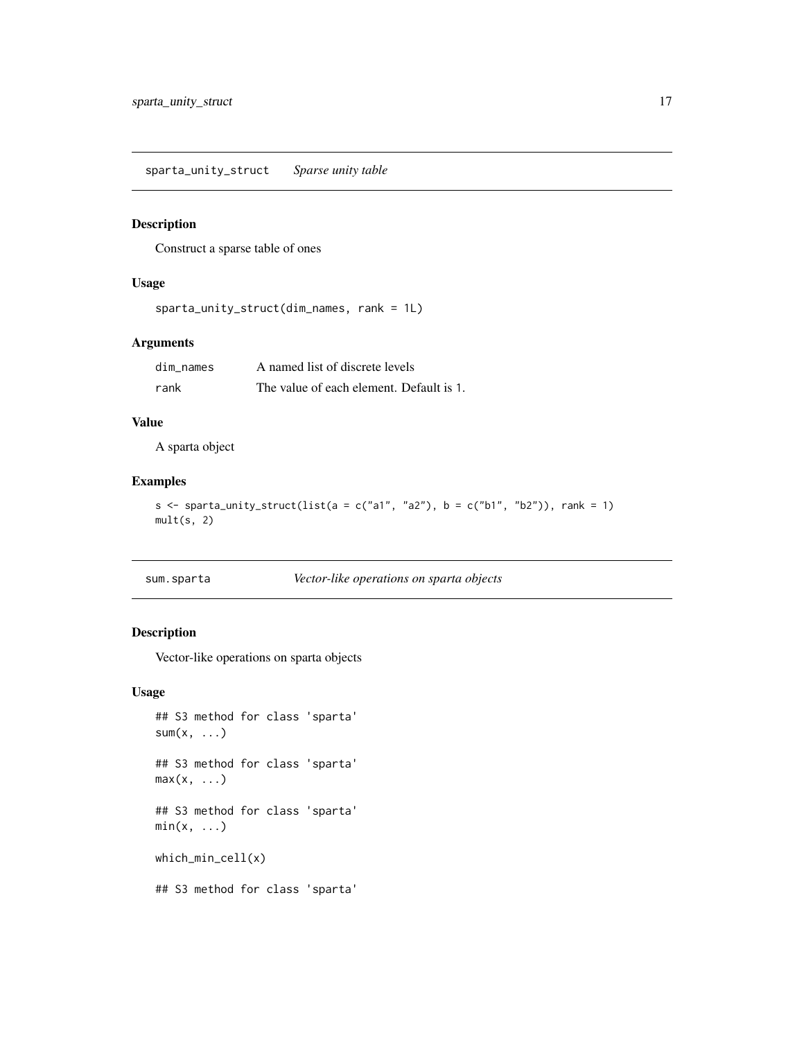## sparta_unity_struct    *Sparse unity table*

### Description

Construct a sparse table of ones

### Usage

```
sparta_unity_struct(dim_names, rank = 1L)
```

### Arguments

| | |
|---|---|
| dim_names | A named list of discrete levels |
| rank | The value of each element. Default is 1. |

### Value

A sparta object

### Examples

```
s <- sparta_unity_struct(list(a = c("a1", "a2"), b = c("b1", "b2")), rank = 1)
mult(s, 2)
```

## sum.sparta    *Vector-like operations on sparta objects*

### Description

Vector-like operations on sparta objects

### Usage

```
## S3 method for class 'sparta'
sum(x, ...)

## S3 method for class 'sparta'
max(x, ...)

## S3 method for class 'sparta'
min(x, ...)

which_min_cell(x)

## S3 method for class 'sparta'
```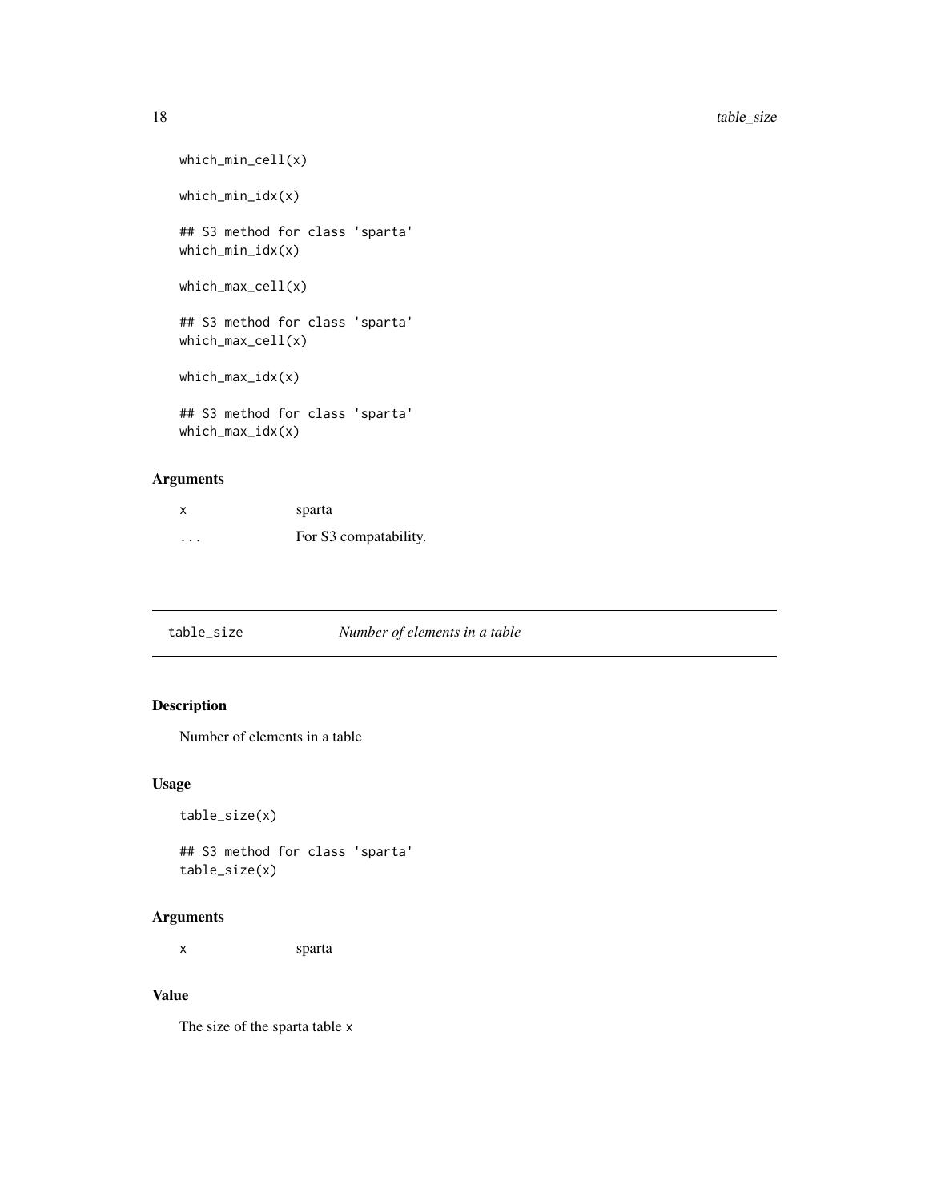```
which_min_cell(x)

which_min_idx(x)

## S3 method for class 'sparta'
which_min_idx(x)

which_max_cell(x)

## S3 method for class 'sparta'
which_max_cell(x)

which_max_idx(x)

## S3 method for class 'sparta'
which_max_idx(x)
```

### Arguments

| | |
|---|---|
| x | sparta |
| ... | For S3 compatability. |

---

## table_size — *Number of elements in a table*

---

### Description

Number of elements in a table

### Usage

```
table_size(x)

## S3 method for class 'sparta'
table_size(x)
```

### Arguments

| | |
|---|---|
| x | sparta |

### Value

The size of the sparta table `x`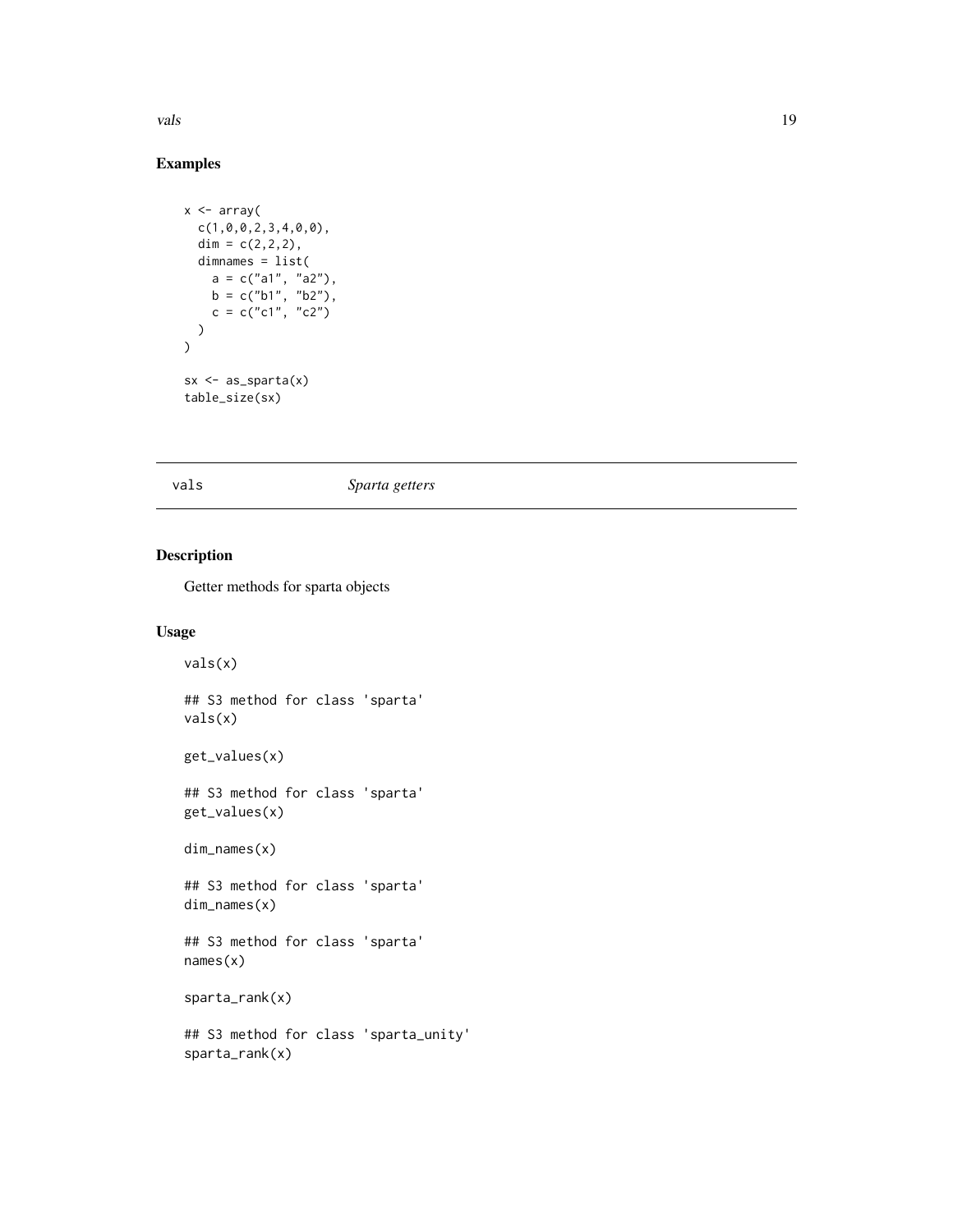## Examples

```
x <- array(
  c(1,0,0,2,3,4,0,0),
  dim = c(2,2,2),
  dimnames = list(
    a = c("a1", "a2"),
    b = c("b1", "b2"),
    c = c("c1", "c2")
  )
)

sx <- as_sparta(x)
table_size(sx)
```

---

vals *Sparta getters*

---

## Description

Getter methods for sparta objects

## Usage

```
vals(x)

## S3 method for class 'sparta'
vals(x)

get_values(x)

## S3 method for class 'sparta'
get_values(x)

dim_names(x)

## S3 method for class 'sparta'
dim_names(x)

## S3 method for class 'sparta'
names(x)

sparta_rank(x)

## S3 method for class 'sparta_unity'
sparta_rank(x)
```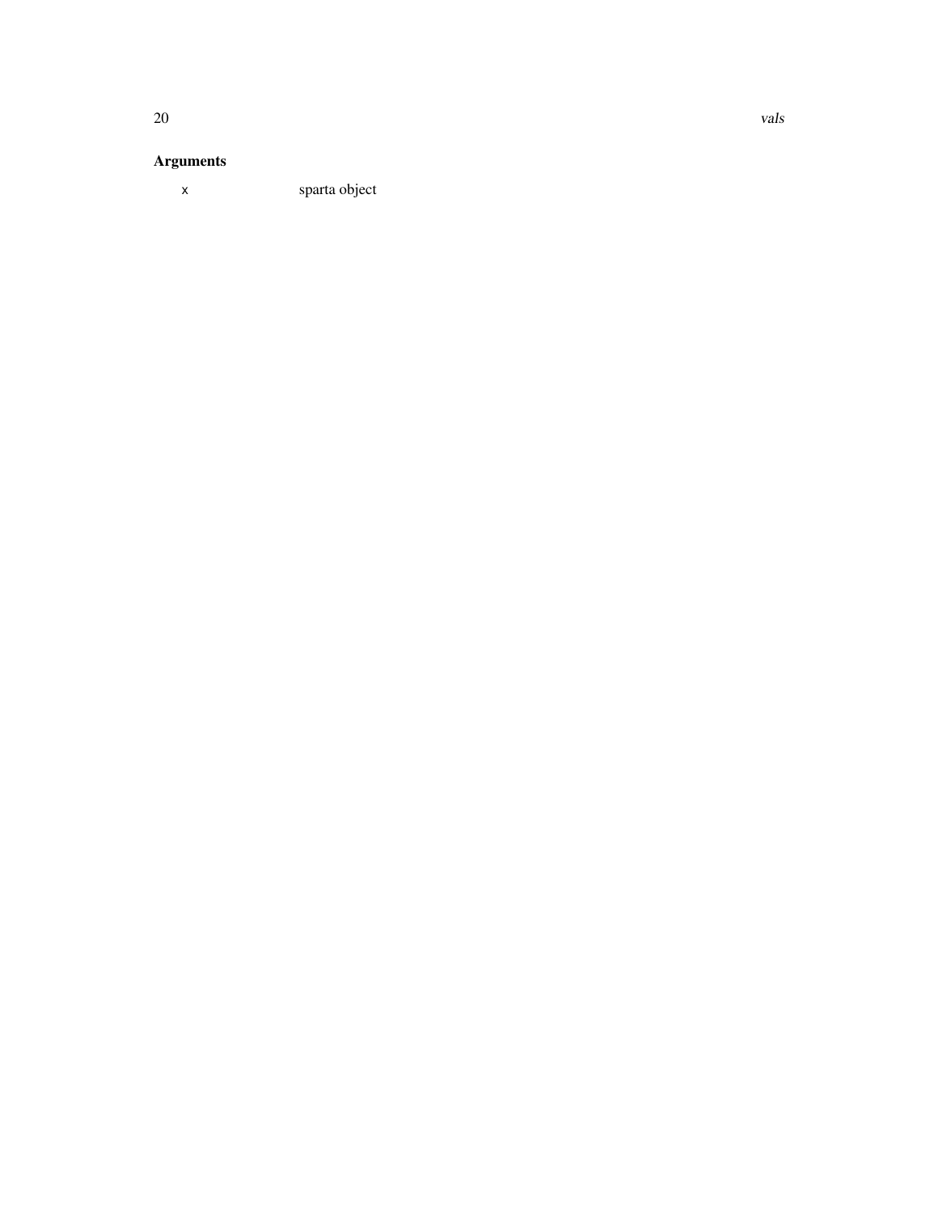### Arguments

| | |
|---|---|
| `x` | sparta object |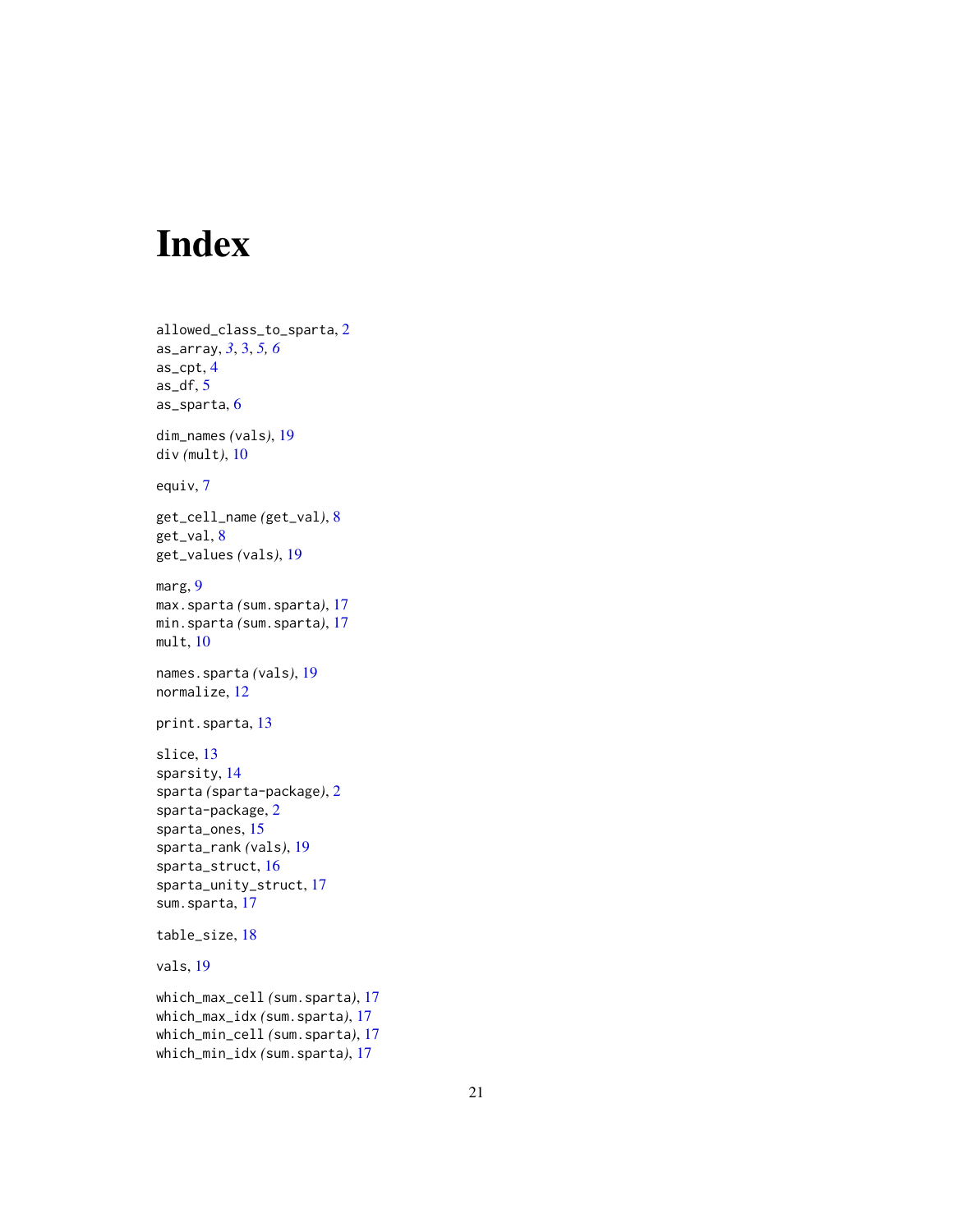# Index

allowed_class_to_sparta, 2
as_array, *3*, 3, *5, 6*
as_cpt, 4
as_df, 5
as_sparta, 6

dim_names *(*vals*)*, 19
div *(*mult*)*, 10

equiv, 7

get_cell_name *(*get_val*)*, 8
get_val, 8
get_values *(*vals*)*, 19

marg, 9
max.sparta *(*sum.sparta*)*, 17
min.sparta *(*sum.sparta*)*, 17
mult, 10

names.sparta *(*vals*)*, 19
normalize, 12

print.sparta, 13

slice, 13
sparsity, 14
sparta *(*sparta-package*)*, 2
sparta-package, 2
sparta_ones, 15
sparta_rank *(*vals*)*, 19
sparta_struct, 16
sparta_unity_struct, 17
sum.sparta, 17

table_size, 18

vals, 19

which_max_cell *(*sum.sparta*)*, 17
which_max_idx *(*sum.sparta*)*, 17
which_min_cell *(*sum.sparta*)*, 17
which_min_idx *(*sum.sparta*)*, 17